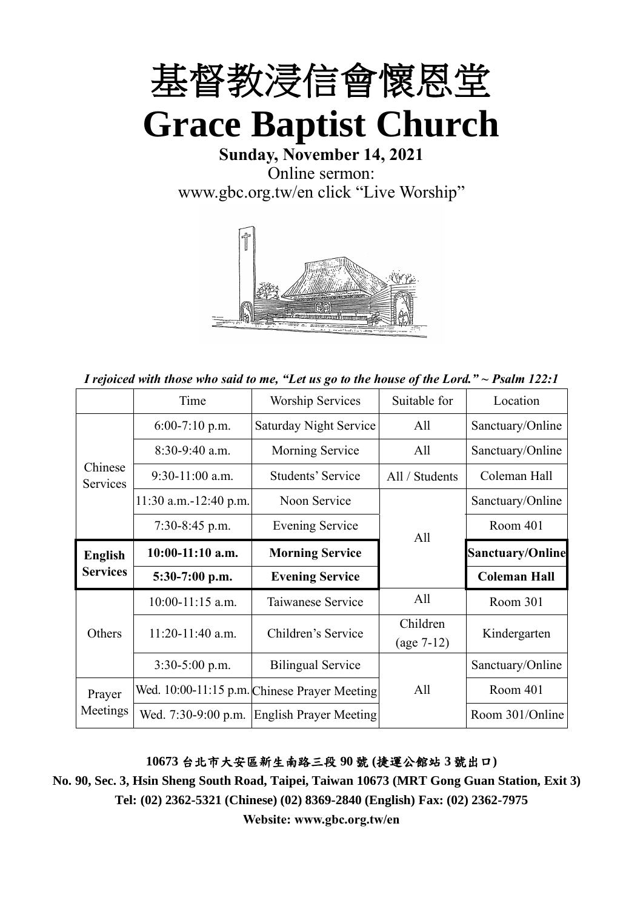# 基督教浸信會懷恩堂

# Grace Baptist Church

**Sunday, November 14, 2021**

Online sermon:
www.gbc.org.tw/en click "Live Worship"

*I rejoiced with those who said to me, "Let us go to the house of the Lord." ~ Psalm 122:1*

| | Time | Worship Services | Suitable for | Location |
|---|---|---|---|---|
| Chinese Services | 6:00-7:10 p.m. | Saturday Night Service | All | Sanctuary/Online |
| | 8:30-9:40 a.m. | Morning Service | All | Sanctuary/Online |
| | 9:30-11:00 a.m. | Students' Service | All / Students | Coleman Hall |
| | 11:30 a.m.-12:40 p.m. | Noon Service | All | Sanctuary/Online |
| | 7:30-8:45 p.m. | Evening Service | | Room 401 |
| **English Services** | **10:00-11:10 a.m.** | **Morning Service** | | **Sanctuary/Online** |
| | **5:30-7:00 p.m.** | **Evening Service** | | **Coleman Hall** |
| Others | 10:00-11:15 a.m. | Taiwanese Service | All | Room 301 |
| | 11:20-11:40 a.m. | Children's Service | Children (age 7-12) | Kindergarten |
| | 3:30-5:00 p.m. | Bilingual Service | All | Sanctuary/Online |
| Prayer Meetings | Wed. 10:00-11:15 p.m. | Chinese Prayer Meeting | | Room 401 |
| | Wed. 7:30-9:00 p.m. | English Prayer Meeting | | Room 301/Online |

**10673 台北市大安區新生南路三段 90 號 (捷運公館站 3 號出口)**

**No. 90, Sec. 3, Hsin Sheng South Road, Taipei, Taiwan 10673 (MRT Gong Guan Station, Exit 3)**

**Tel: (02) 2362-5321 (Chinese) (02) 8369-2840 (English) Fax: (02) 2362-7975**

**Website: www.gbc.org.tw/en**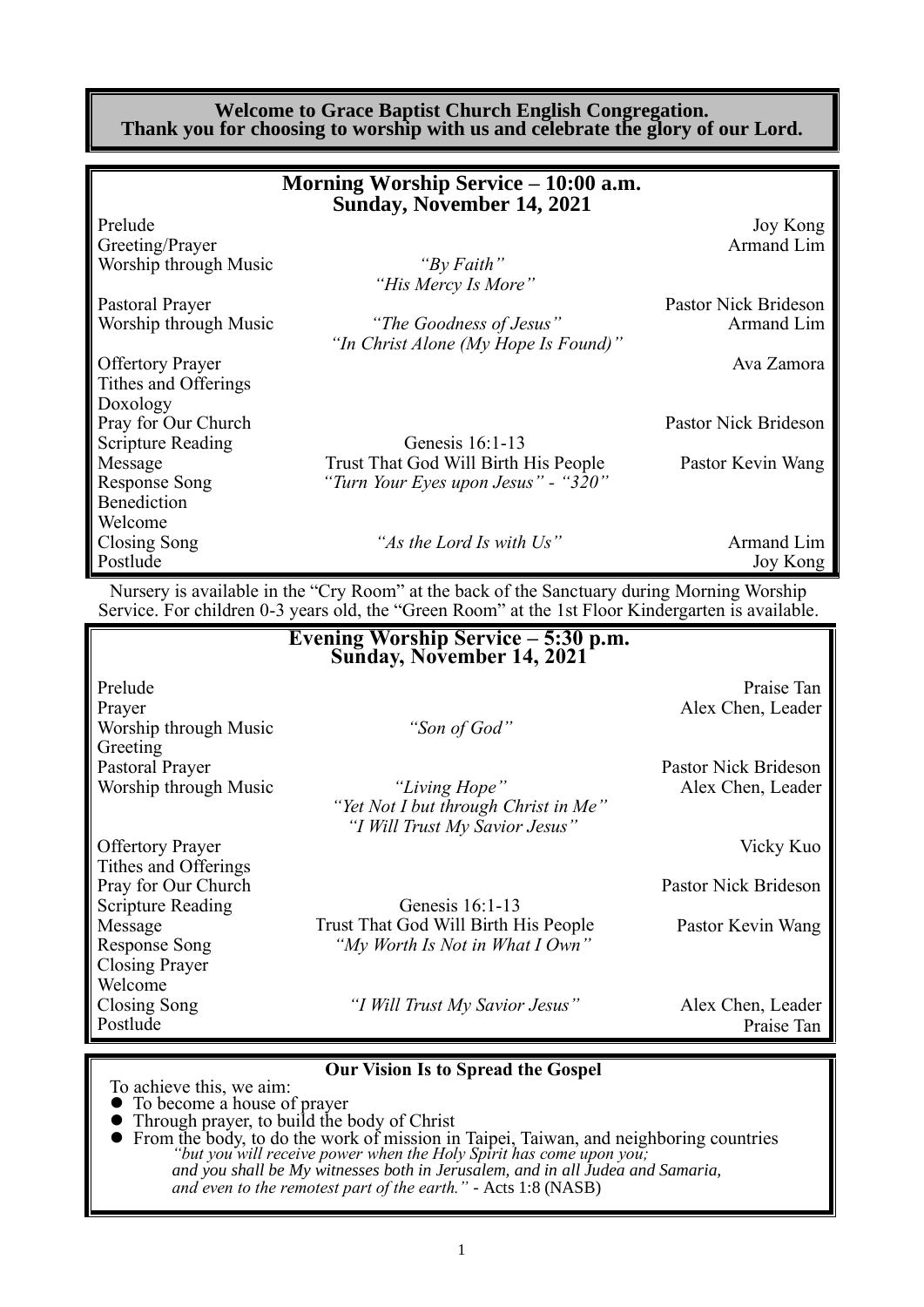**Welcome to Grace Baptist Church English Congregation.**
**Thank you for choosing to worship with us and celebrate the glory of our Lord.**

## Morning Worship Service – 10:00 a.m.
## Sunday, November 14, 2021

| | | |
|---|---|---|
| Prelude | | Joy Kong |
| Greeting/Prayer | | Armand Lim |
| Worship through Music | *"By Faith"* *"His Mercy Is More"* | |
| Pastoral Prayer | | Pastor Nick Brideson |
| Worship through Music | *"The Goodness of Jesus"* *"In Christ Alone (My Hope Is Found)"* | Armand Lim |
| Offertory Prayer | | Ava Zamora |
| Tithes and Offerings | | |
| Doxology | | |
| Pray for Our Church | | Pastor Nick Brideson |
| Scripture Reading | Genesis 16:1-13 | |
| Message | Trust That God Will Birth His People | Pastor Kevin Wang |
| Response Song | *"Turn Your Eyes upon Jesus" - "320"* | |
| Benediction | | |
| Welcome | | |
| Closing Song | *"As the Lord Is with Us"* | Armand Lim |
| Postlude | | Joy Kong |

Nursery is available in the "Cry Room" at the back of the Sanctuary during Morning Worship Service. For children 0-3 years old, the "Green Room" at the 1st Floor Kindergarten is available.

## Evening Worship Service – 5:30 p.m.
## Sunday, November 14, 2021

| | | |
|---|---|---|
| Prelude | | Praise Tan |
| Prayer | | Alex Chen, Leader |
| Worship through Music | *"Son of God"* | |
| Greeting | | |
| Pastoral Prayer | | Pastor Nick Brideson |
| Worship through Music | *"Living Hope"* *"Yet Not I but through Christ in Me"* *"I Will Trust My Savior Jesus"* | Alex Chen, Leader |
| Offertory Prayer | | Vicky Kuo |
| Tithes and Offerings | | |
| Pray for Our Church | | Pastor Nick Brideson |
| Scripture Reading | Genesis 16:1-13 | |
| Message | Trust That God Will Birth His People | Pastor Kevin Wang |
| Response Song | *"My Worth Is Not in What I Own"* | |
| Closing Prayer | | |
| Welcome | | |
| Closing Song | *"I Will Trust My Savior Jesus"* | Alex Chen, Leader |
| Postlude | | Praise Tan |

**Our Vision Is to Spread the Gospel**

To achieve this, we aim:

- To become a house of prayer
- Through prayer, to build the body of Christ
- From the body, to do the work of mission in Taipei, Taiwan, and neighboring countries

*"but you will receive power when the Holy Spirit has come upon you; and you shall be My witnesses both in Jerusalem, and in all Judea and Samaria, and even to the remotest part of the earth."* - Acts 1:8 (NASB)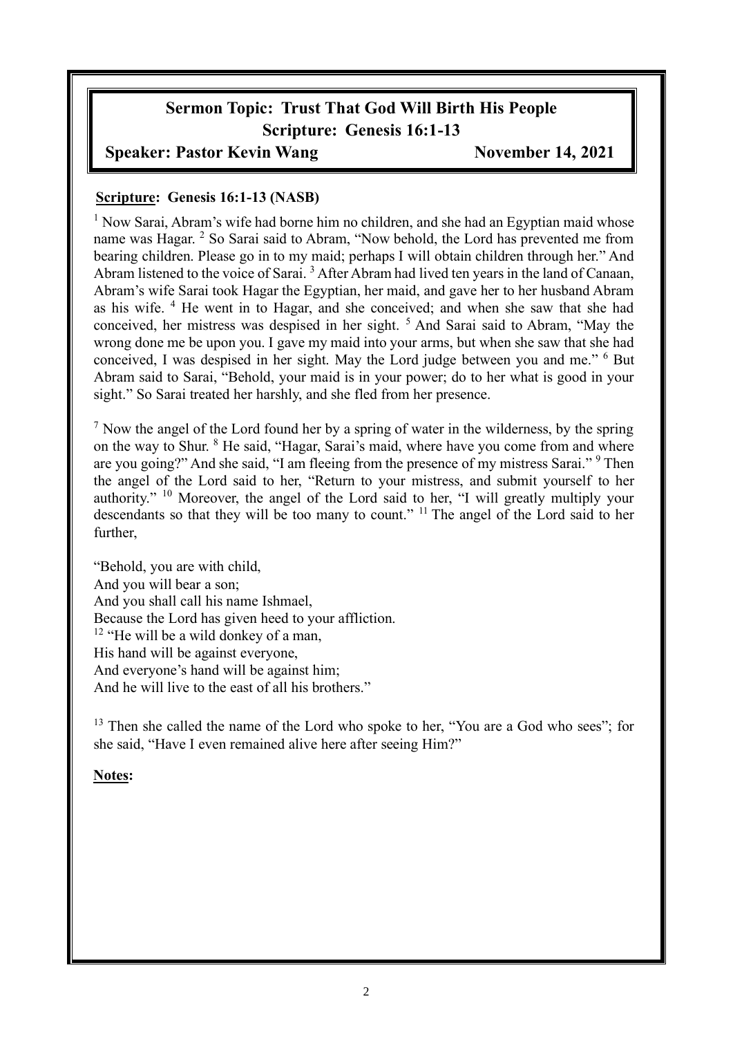# Sermon Topic: Trust That God Will Birth His People

## Scripture: Genesis 16:1-13

**Speaker: Pastor Kevin Wang** **November 14, 2021**

**Scripture: Genesis 16:1-13 (NASB)**

[1] Now Sarai, Abram's wife had borne him no children, and she had an Egyptian maid whose name was Hagar. [2] So Sarai said to Abram, "Now behold, the Lord has prevented me from bearing children. Please go in to my maid; perhaps I will obtain children through her." And Abram listened to the voice of Sarai. [3] After Abram had lived ten years in the land of Canaan, Abram's wife Sarai took Hagar the Egyptian, her maid, and gave her to her husband Abram as his wife. [4] He went in to Hagar, and she conceived; and when she saw that she had conceived, her mistress was despised in her sight. [5] And Sarai said to Abram, "May the wrong done me be upon you. I gave my maid into your arms, but when she saw that she had conceived, I was despised in her sight. May the Lord judge between you and me." [6] But Abram said to Sarai, "Behold, your maid is in your power; do to her what is good in your sight." So Sarai treated her harshly, and she fled from her presence.

[7] Now the angel of the Lord found her by a spring of water in the wilderness, by the spring on the way to Shur. [8] He said, "Hagar, Sarai's maid, where have you come from and where are you going?" And she said, "I am fleeing from the presence of my mistress Sarai." [9] Then the angel of the Lord said to her, "Return to your mistress, and submit yourself to her authority." [10] Moreover, the angel of the Lord said to her, "I will greatly multiply your descendants so that they will be too many to count." [11] The angel of the Lord said to her further,

"Behold, you are with child,
And you will bear a son;
And you shall call his name Ishmael,
Because the Lord has given heed to your affliction.
[12] "He will be a wild donkey of a man,
His hand will be against everyone,
And everyone's hand will be against him;
And he will live to the east of all his brothers."

[13] Then she called the name of the Lord who spoke to her, "You are a God who sees"; for she said, "Have I even remained alive here after seeing Him?"

**Notes:**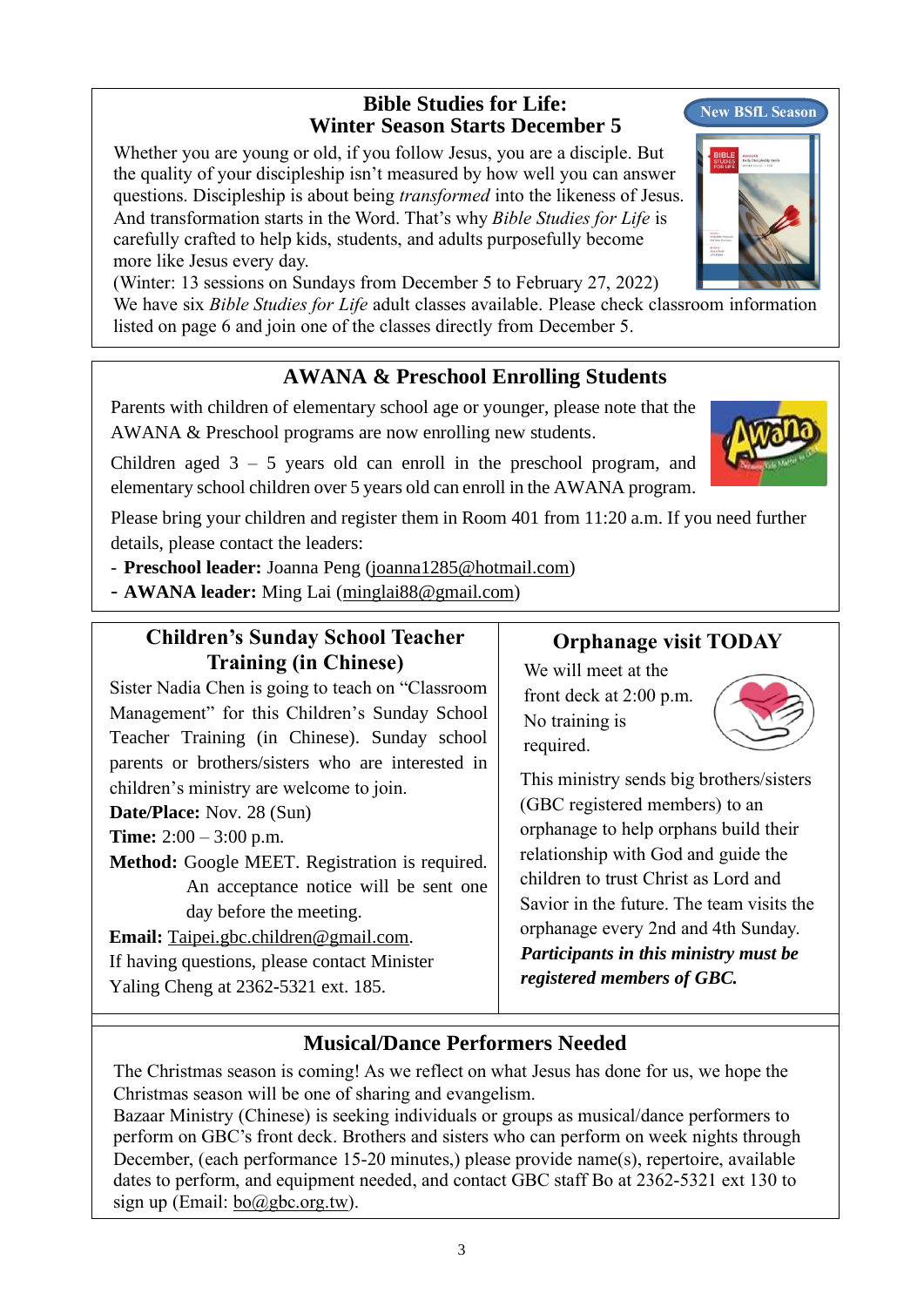## Bible Studies for Life: Winter Season Starts December 5

New BSfL Season

Whether you are young or old, if you follow Jesus, you are a disciple. But the quality of your discipleship isn't measured by how well you can answer questions. Discipleship is about being *transformed* into the likeness of Jesus. And transformation starts in the Word. That's why *Bible Studies for Life* is carefully crafted to help kids, students, and adults purposefully become more like Jesus every day.

(Winter: 13 sessions on Sundays from December 5 to February 27, 2022)

We have six *Bible Studies for Life* adult classes available. Please check classroom information listed on page 6 and join one of the classes directly from December 5.

## AWANA & Preschool Enrolling Students

Parents with children of elementary school age or younger, please note that the AWANA & Preschool programs are now enrolling new students.

Children aged 3 – 5 years old can enroll in the preschool program, and elementary school children over 5 years old can enroll in the AWANA program.

Please bring your children and register them in Room 401 from 11:20 a.m. If you need further details, please contact the leaders:

- **Preschool leader:** Joanna Peng (joanna1285@hotmail.com)
- **AWANA leader:** Ming Lai (minglai88@gmail.com)

## Children's Sunday School Teacher Training (in Chinese)

Sister Nadia Chen is going to teach on "Classroom Management" for this Children's Sunday School Teacher Training (in Chinese). Sunday school parents or brothers/sisters who are interested in children's ministry are welcome to join.

**Date/Place:** Nov. 28 (Sun)

**Time:** 2:00 – 3:00 p.m.

**Method:** Google MEET. Registration is required. An acceptance notice will be sent one day before the meeting.

**Email:** Taipei.gbc.children@gmail.com.

If having questions, please contact Minister Yaling Cheng at 2362-5321 ext. 185.

## Orphanage visit TODAY

We will meet at the front deck at 2:00 p.m. No training is required.

This ministry sends big brothers/sisters (GBC registered members) to an orphanage to help orphans build their relationship with God and guide the children to trust Christ as Lord and Savior in the future. The team visits the orphanage every 2nd and 4th Sunday. ***Participants in this ministry must be registered members of GBC.***

## Musical/Dance Performers Needed

The Christmas season is coming! As we reflect on what Jesus has done for us, we hope the Christmas season will be one of sharing and evangelism.

Bazaar Ministry (Chinese) is seeking individuals or groups as musical/dance performers to perform on GBC's front deck. Brothers and sisters who can perform on week nights through December, (each performance 15-20 minutes,) please provide name(s), repertoire, available dates to perform, and equipment needed, and contact GBC staff Bo at 2362-5321 ext 130 to sign up (Email: bo@gbc.org.tw).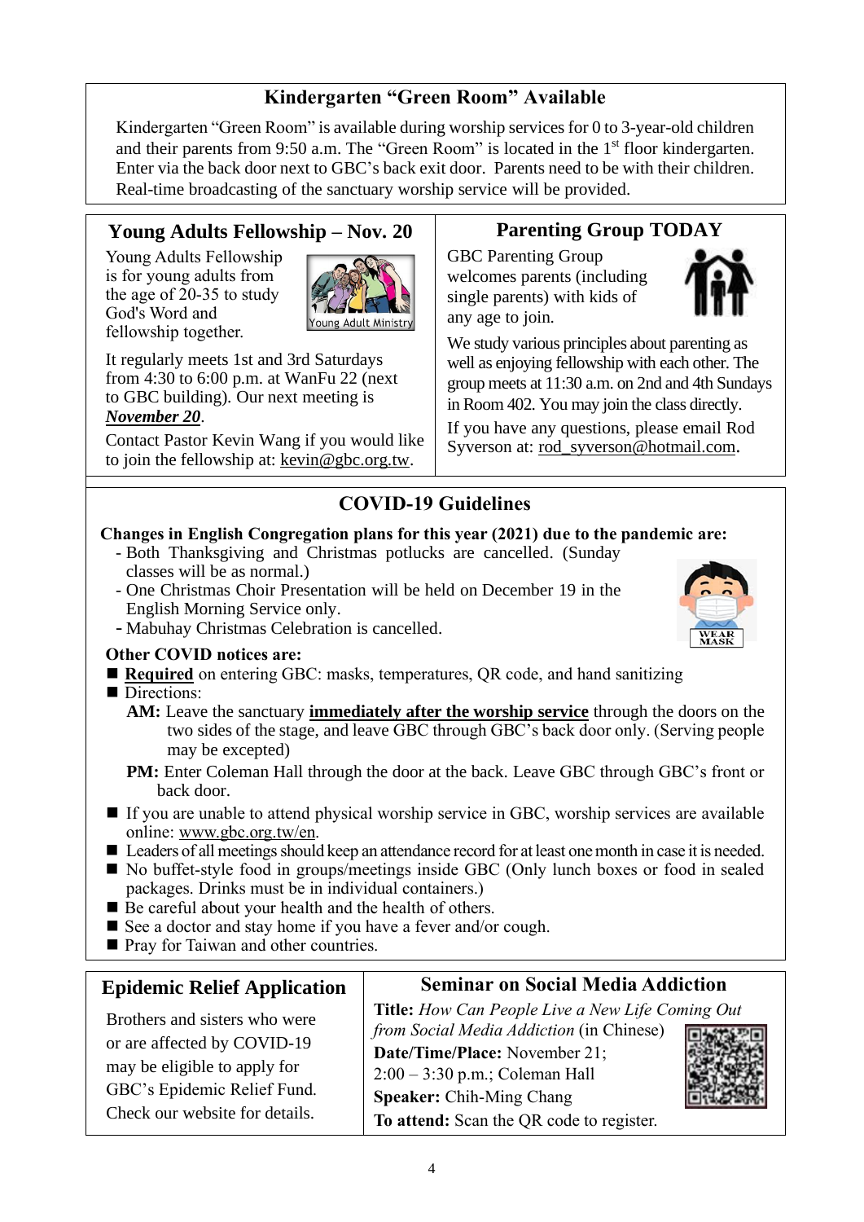## Kindergarten "Green Room" Available

Kindergarten "Green Room" is available during worship services for 0 to 3-year-old children and their parents from 9:50 a.m. The "Green Room" is located in the 1st floor kindergarten. Enter via the back door next to GBC's back exit door. Parents need to be with their children. Real-time broadcasting of the sanctuary worship service will be provided.

## Young Adults Fellowship – Nov. 20

Young Adults Fellowship is for young adults from the age of 20-35 to study God's Word and fellowship together.

It regularly meets 1st and 3rd Saturdays from 4:30 to 6:00 p.m. at WanFu 22 (next to GBC building). Our next meeting is ***November 20***.

Contact Pastor Kevin Wang if you would like to join the fellowship at: kevin@gbc.org.tw.

## Parenting Group TODAY

GBC Parenting Group welcomes parents (including single parents) with kids of any age to join.

We study various principles about parenting as well as enjoying fellowship with each other. The group meets at 11:30 a.m. on 2nd and 4th Sundays in Room 402. You may join the class directly.

If you have any questions, please email Rod Syverson at: rod_syverson@hotmail.com.

## COVID-19 Guidelines

**Changes in English Congregation plans for this year (2021) due to the pandemic are:**

- Both Thanksgiving and Christmas potlucks are cancelled. (Sunday classes will be as normal.)
- One Christmas Choir Presentation will be held on December 19 in the English Morning Service only.
- Mabuhay Christmas Celebration is cancelled.

**Other COVID notices are:**

- **Required** on entering GBC: masks, temperatures, QR code, and hand sanitizing
- Directions:
  - **AM:** Leave the sanctuary **immediately after the worship service** through the doors on the two sides of the stage, and leave GBC through GBC's back door only. (Serving people may be excepted)
  - **PM:** Enter Coleman Hall through the door at the back. Leave GBC through GBC's front or back door.
- If you are unable to attend physical worship service in GBC, worship services are available online: www.gbc.org.tw/en.
- Leaders of all meetings should keep an attendance record for at least one month in case it is needed.
- No buffet-style food in groups/meetings inside GBC (Only lunch boxes or food in sealed packages. Drinks must be in individual containers.)
- Be careful about your health and the health of others.
- See a doctor and stay home if you have a fever and/or cough.
- Pray for Taiwan and other countries.

## Epidemic Relief Application

Brothers and sisters who were or are affected by COVID-19 may be eligible to apply for GBC's Epidemic Relief Fund. Check our website for details.

## Seminar on Social Media Addiction

**Title:** *How Can People Live a New Life Coming Out from Social Media Addiction* (in Chinese)

**Date/Time/Place:** November 21; 2:00 – 3:30 p.m.; Coleman Hall

**Speaker:** Chih-Ming Chang

**To attend:** Scan the QR code to register.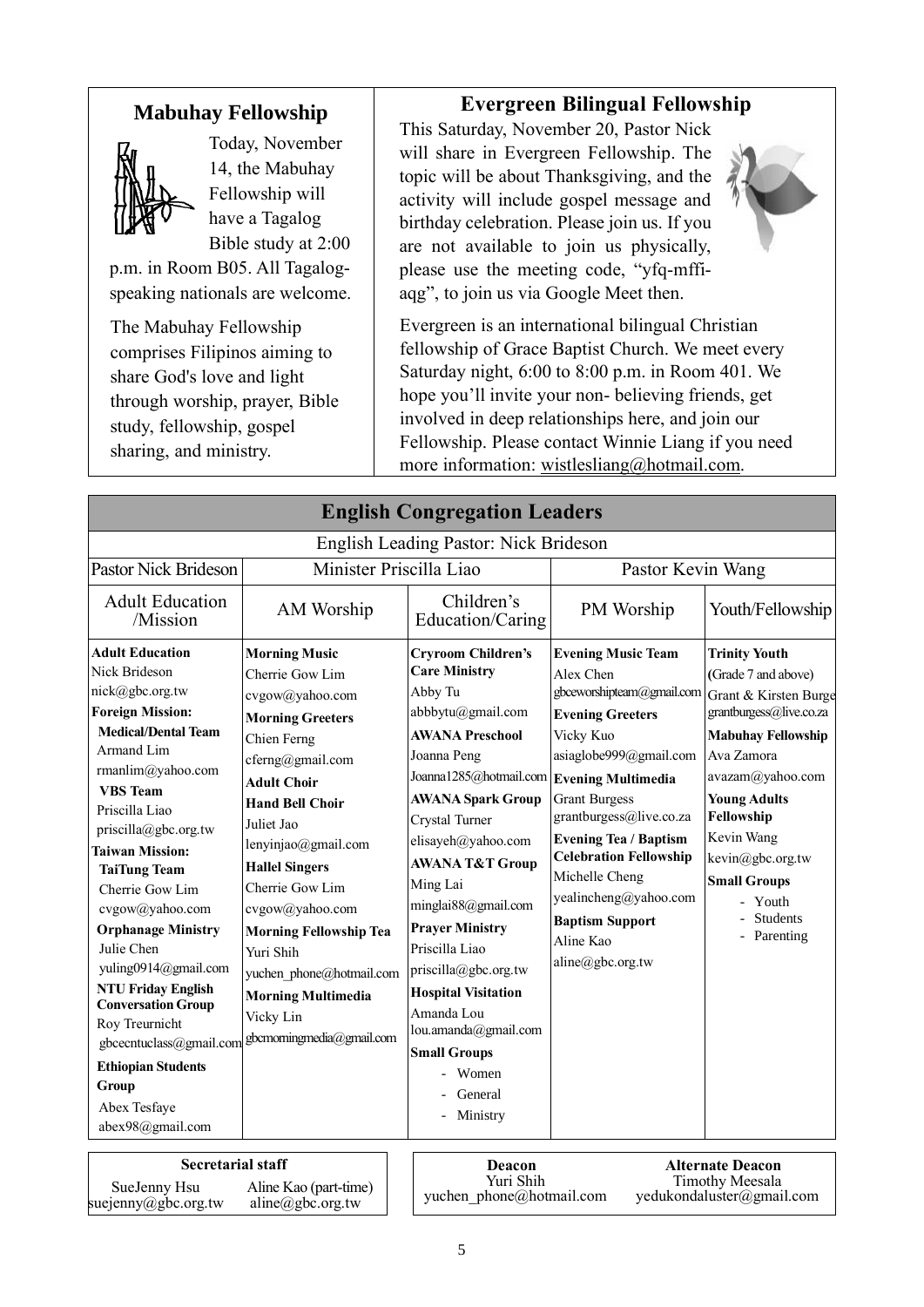## Mabuhay Fellowship

Today, November 14, the Mabuhay Fellowship will have a Tagalog Bible study at 2:00 p.m. in Room B05. All Tagalog-speaking nationals are welcome.

The Mabuhay Fellowship comprises Filipinos aiming to share God's love and light through worship, prayer, Bible study, fellowship, gospel sharing, and ministry.

## Evergreen Bilingual Fellowship

This Saturday, November 20, Pastor Nick will share in Evergreen Fellowship. The topic will be about Thanksgiving, and the activity will include gospel message and birthday celebration. Please join us. If you are not available to join us physically, please use the meeting code, "yfq-mffi-aqg", to join us via Google Meet then.

Evergreen is an international bilingual Christian fellowship of Grace Baptist Church. We meet every Saturday night, 6:00 to 8:00 p.m. in Room 401. We hope you'll invite your non- believing friends, get involved in deep relationships here, and join our Fellowship. Please contact Winnie Liang if you need more information: wistlesliang@hotmail.com.

## English Congregation Leaders

English Leading Pastor: Nick Brideson

| Pastor Nick Brideson | Minister Priscilla Liao | | Pastor Kevin Wang | |
|---|---|---|---|---|
| Adult Education /Mission | AM Worship | Children's Education/Caring | PM Worship | Youth/Fellowship |
| **Adult Education**<br>Nick Brideson<br>nick@gbc.org.tw<br>**Foreign Mission:**<br>**Medical/Dental Team**<br>Armand Lim<br>rmanlim@yahoo.com<br>**VBS Team**<br>Priscilla Liao<br>priscilla@gbc.org.tw<br>**Taiwan Mission:**<br>**TaiTung Team**<br>Cherrie Gow Lim<br>cvgow@yahoo.com<br>**Orphanage Ministry**<br>Julie Chen<br>yuling0914@gmail.com<br>**NTU Friday English Conversation Group**<br>Roy Treurnicht<br>gbcecntuclass@gmail.com<br>**Ethiopian Students Group**<br>Abex Tesfaye<br>abex98@gmail.com | **Morning Music**<br>Cherrie Gow Lim<br>cvgow@yahoo.com<br>**Morning Greeters**<br>Chien Ferng<br>cferng@gmail.com<br>**Adult Choir**<br>**Hand Bell Choir**<br>Juliet Jao<br>lenyinjao@gmail.com<br>**Hallel Singers**<br>Cherrie Gow Lim<br>cvgow@yahoo.com<br>**Morning Fellowship Tea**<br>Yuri Shih<br>yuchen_phone@hotmail.com<br>**Morning Multimedia**<br>Vicky Lin<br>gbcmorningmedia@gmail.com | **Cryroom Children's Care Ministry**<br>Abby Tu<br>abbbytu@gmail.com<br>**AWANA Preschool**<br>Joanna Peng<br>Joanna1285@hotmail.com<br>**AWANA Spark Group**<br>Crystal Turner<br>elisayeh@yahoo.com<br>**AWANA T&T Group**<br>Ming Lai<br>minglai88@gmail.com<br>**Prayer Ministry**<br>Priscilla Liao<br>priscilla@gbc.org.tw<br>**Hospital Visitation**<br>Amanda Lou<br>lou.amanda@gmail.com<br>**Small Groups**<br>- Women<br>- General<br>- Ministry | **Evening Music Team**<br>Alex Chen<br>gbceworshipteam@gmail.com<br>**Evening Greeters**<br>Vicky Kuo<br>asiaglobe999@gmail.com<br>**Evening Multimedia**<br>Grant Burgess<br>grantburgess@live.co.za<br>**Evening Tea / Baptism Celebration Fellowship**<br>Michelle Cheng<br>yealincheng@yahoo.com<br>**Baptism Support**<br>Aline Kao<br>aline@gbc.org.tw | **Trinity Youth**<br>(Grade 7 and above)<br>Grant & Kirsten Burge<br>grantburgess@live.co.za<br>**Mabuhay Fellowship**<br>Ava Zamora<br>avazam@yahoo.com<br>**Young Adults Fellowship**<br>Kevin Wang<br>kevin@gbc.org.tw<br>**Small Groups**<br>- Youth<br>- Students<br>- Parenting |

| Secretarial staff | |
|---|---|
| SueJenny Hsu<br>suejenny@gbc.org.tw | Aline Kao (part-time)<br>aline@gbc.org.tw |

| Deacon | Alternate Deacon |
|---|---|
| Yuri Shih<br>yuchen_phone@hotmail.com | Timothy Meesala<br>yedukondaluster@gmail.com |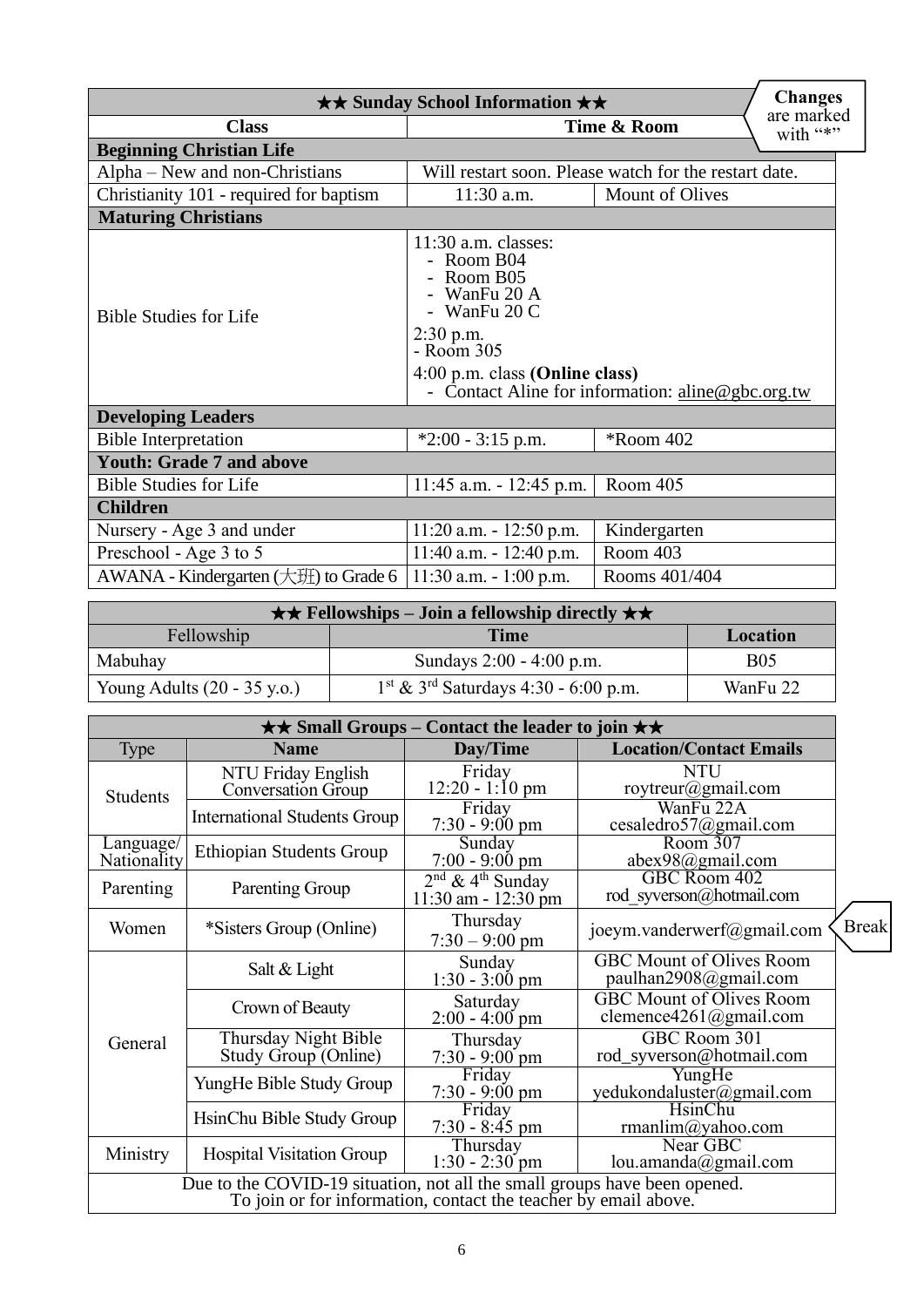**Changes** are marked with "*"

| ★★ Sunday School Information ★★ | | |
|---|---|---|
| **Class** | **Time & Room** | |
| **Beginning Christian Life** | | |
| Alpha – New and non-Christians | Will restart soon. Please watch for the restart date. | |
| Christianity 101 - required for baptism | 11:30 a.m. | Mount of Olives |
| **Maturing Christians** | | |
| Bible Studies for Life | 11:30 a.m. classes:<br>- Room B04<br>- Room B05<br>- WanFu 20 A<br>- WanFu 20 C<br>2:30 p.m.<br>- Room 305<br>4:00 p.m. class **(Online class)**<br>- Contact Aline for information: aline@gbc.org.tw | |
| **Developing Leaders** | | |
| Bible Interpretation | *2:00 - 3:15 p.m. | *Room 402 |
| **Youth: Grade 7 and above** | | |
| Bible Studies for Life | 11:45 a.m. - 12:45 p.m. | Room 405 |
| **Children** | | |
| Nursery - Age 3 and under | 11:20 a.m. - 12:50 p.m. | Kindergarten |
| Preschool - Age 3 to 5 | 11:40 a.m. - 12:40 p.m. | Room 403 |
| AWANA - Kindergarten (大班) to Grade 6 | 11:30 a.m. - 1:00 p.m. | Rooms 401/404 |

| ★★ Fellowships – Join a fellowship directly ★★ | | |
|---|---|---|
| Fellowship | **Time** | **Location** |
| Mabuhay | Sundays 2:00 - 4:00 p.m. | B05 |
| Young Adults (20 - 35 y.o.) | 1st & 3rd Saturdays 4:30 - 6:00 p.m. | WanFu 22 |

| ★★ Small Groups – Contact the leader to join ★★ | | | |
|---|---|---|---|
| Type | **Name** | **Day/Time** | **Location/Contact Emails** |
| Students | NTU Friday English Conversation Group | Friday 12:20 - 1:10 pm | NTU roytreur@gmail.com |
| | International Students Group | Friday 7:30 - 9:00 pm | WanFu 22A cesaledro57@gmail.com |
| Language/ Nationality | Ethiopian Students Group | Sunday 7:00 - 9:00 pm | Room 307 abex98@gmail.com |
| Parenting | Parenting Group | 2nd & 4th Sunday 11:30 am - 12:30 pm | GBC Room 402 rod_syverson@hotmail.com |
| Women | *Sisters Group (Online) | Thursday 7:30 – 9:00 pm | joeym.vanderwerf@gmail.com (Break) |
| General | Salt & Light | Sunday 1:30 - 3:00 pm | GBC Mount of Olives Room paulhan2908@gmail.com |
| | Crown of Beauty | Saturday 2:00 - 4:00 pm | GBC Mount of Olives Room clemence4261@gmail.com |
| | Thursday Night Bible Study Group (Online) | Thursday 7:30 - 9:00 pm | GBC Room 301 rod_syverson@hotmail.com |
| | YungHe Bible Study Group | Friday 7:30 - 9:00 pm | YungHe yedukondaluster@gmail.com |
| | HsinChu Bible Study Group | Friday 7:30 - 8:45 pm | HsinChu rmanlim@yahoo.com |
| Ministry | Hospital Visitation Group | Thursday 1:30 - 2:30 pm | Near GBC lou.amanda@gmail.com |

Due to the COVID-19 situation, not all the small groups have been opened. To join or for information, contact the teacher by email above.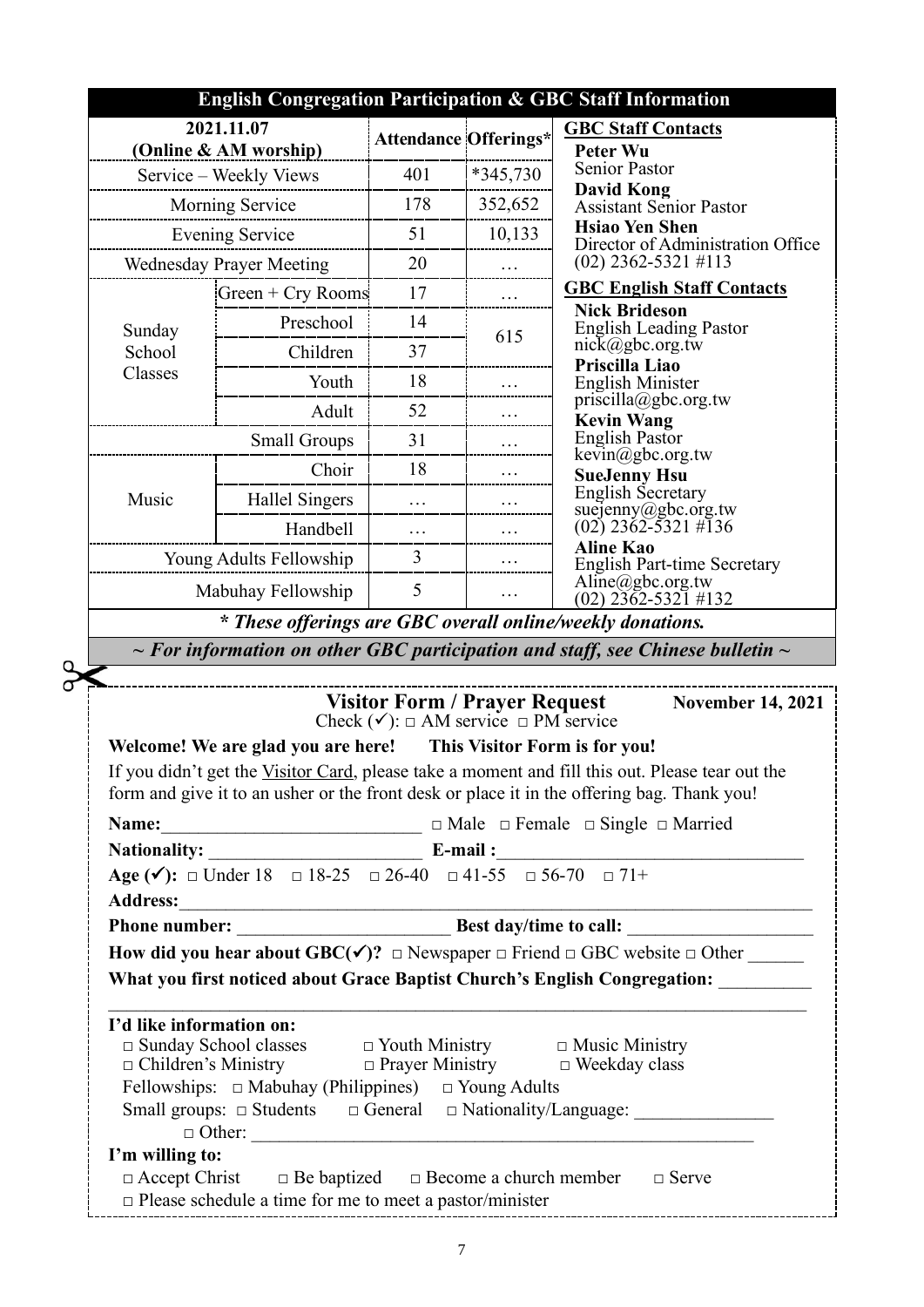## English Congregation Participation & GBC Staff Information

| 2021.11.07 (Online & AM worship) | | Attendance | Offerings* |
|---|---|---|---|
| Service – Weekly Views | | 401 | *345,730 |
| Morning Service | | 178 | 352,652 |
| Evening Service | | 51 | 10,133 |
| Wednesday Prayer Meeting | | 20 | … |
| Sunday School Classes | Green + Cry Rooms | 17 | … |
| | Preschool | 14 | 615 |
| | Children | 37 | |
| | Youth | 18 | … |
| | Adult | 52 | … |
| Small Groups | | 31 | … |
| Music | Choir | 18 | … |
| | Hallel Singers | … | … |
| | Handbell | … | … |
| Young Adults Fellowship | | 3 | … |
| Mabuhay Fellowship | | 5 | … |

**GBC Staff Contacts**

**Peter Wu**
Senior Pastor
**David Kong**
Assistant Senior Pastor
**Hsiao Yen Shen**
Director of Administration Office
(02) 2362-5321 #113

**GBC English Staff Contacts**

**Nick Brideson**
English Leading Pastor
nick@gbc.org.tw
**Priscilla Liao**
English Minister
priscilla@gbc.org.tw
**Kevin Wang**
English Pastor
kevin@gbc.org.tw
**SueJenny Hsu**
English Secretary
suejenny@gbc.org.tw
(02) 2362-5321 #136
**Aline Kao**
English Part-time Secretary
Aline@gbc.org.tw
(02) 2362-5321 #132

***\* These offerings are GBC overall online/weekly donations.***

***~ For information on other GBC participation and staff, see Chinese bulletin ~***

---

### Visitor Form / Prayer Request

**November 14, 2021**

Check (✓): □ AM service □ PM service

**Welcome! We are glad you are here! This Visitor Form is for you!**

If you didn't get the Visitor Card, please take a moment and fill this out. Please tear out the form and give it to an usher or the front desk or place it in the offering bag. Thank you!

**Name:**____________________________ □ Male □ Female □ Single □ Married

**Nationality:** ________________________ **E-mail :**________________________________

**Age (✓):** □ Under 18 □ 18-25 □ 26-40 □ 41-55 □ 56-70 □ 71+

**Address:**_____________________________________________________________________

**Phone number:** _______________________ **Best day/time to call:** ___________________

**How did you hear about GBC(✓)?** □ Newspaper □ Friend □ GBC website □ Other ______

**What you first noticed about Grace Baptist Church's English Congregation:** __________

______________________________________________________________________________

**I'd like information on:**

□ Sunday School classes □ Youth Ministry □ Music Ministry
□ Children's Ministry □ Prayer Ministry □ Weekday class
Fellowships: □ Mabuhay (Philippines) □ Young Adults
Small groups: □ Students □ General □ Nationality/Language: _______________
□ Other: ______________________________________________________

**I'm willing to:**

□ Accept Christ □ Be baptized □ Become a church member □ Serve
□ Please schedule a time for me to meet a pastor/minister